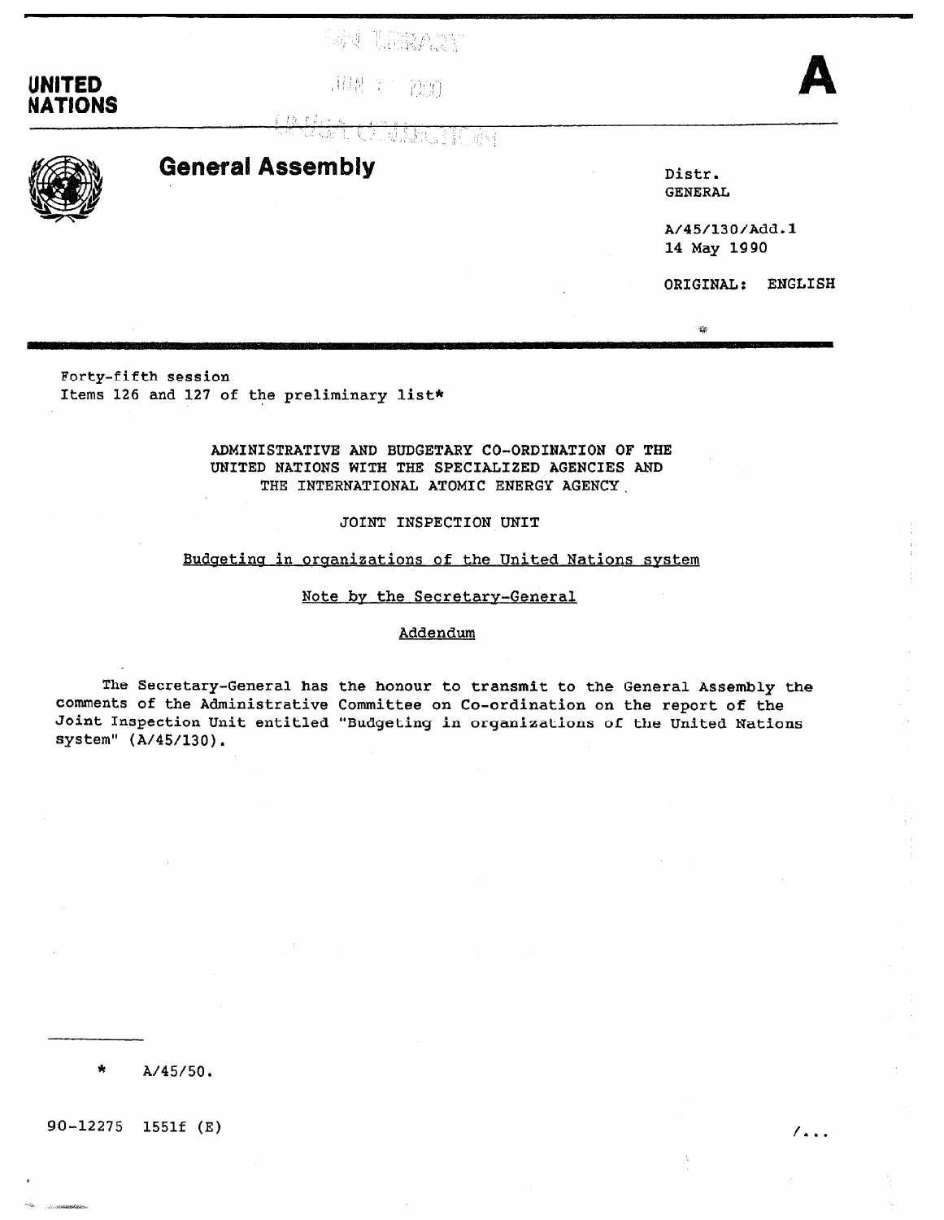UNITED NATIONS

A

# General Assembly

Distr.
GENERAL

A/45/130/Add.1
14 May 1990

ORIGINAL: ENGLISH

Forty-fifth session
Items 126 and 127 of the preliminary list*

## ADMINISTRATIVE AND BUDGETARY CO-ORDINATION OF THE UNITED NATIONS WITH THE SPECIALIZED AGENCIES AND THE INTERNATIONAL ATOMIC ENERGY AGENCY

## JOINT INSPECTION UNIT

### Budgeting in organizations of the United Nations system

### Note by the Secretary-General

### Addendum

The Secretary-General has the honour to transmit to the General Assembly the comments of the Administrative Committee on Co-ordination on the report of the Joint Inspection Unit entitled "Budgeting in organizations of the United Nations system" (A/45/130).

---

\* A/45/50.

90-12275 1551f (E)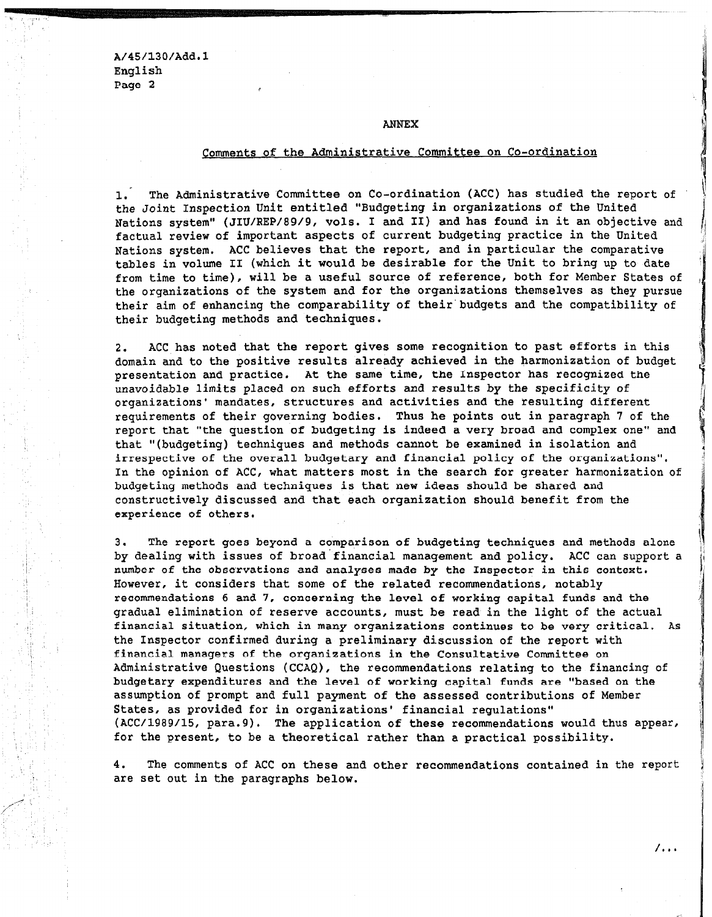## ANNEX

### Comments of the Administrative Committee on Co-ordination

1. The Administrative Committee on Co-ordination (ACC) has studied the report of the Joint Inspection Unit entitled "Budgeting in organizations of the United Nations system" (JIU/REP/89/9, vols. I and II) and has found in it an objective and factual review of important aspects of current budgeting practice in the United Nations system. ACC believes that the report, and in particular the comparative tables in volume II (which it would be desirable for the Unit to bring up to date from time to time), will be a useful source of reference, both for Member States of the organizations of the system and for the organizations themselves as they pursue their aim of enhancing the comparability of their budgets and the compatibility of their budgeting methods and techniques.

2. ACC has noted that the report gives some recognition to past efforts in this domain and to the positive results already achieved in the harmonization of budget presentation and practice. At the same time, the Inspector has recognized the unavoidable limits placed on such efforts and results by the specificity of organizations' mandates, structures and activities and the resulting different requirements of their governing bodies. Thus he points out in paragraph 7 of the report that "the question of budgeting is indeed a very broad and complex one" and that "(budgeting) techniques and methods cannot be examined in isolation and irrespective of the overall budgetary and financial policy of the organizations". In the opinion of ACC, what matters most in the search for greater harmonization of budgeting methods and techniques is that new ideas should be shared and constructively discussed and that each organization should benefit from the experience of others.

3. The report goes beyond a comparison of budgeting techniques and methods alone by dealing with issues of broad financial management and policy. ACC can support a number of the observations and analyses made by the Inspector in this context. However, it considers that some of the related recommendations, notably recommendations 6 and 7, concerning the level of working capital funds and the gradual elimination of reserve accounts, must be read in the light of the actual financial situation, which in many organizations continues to be very critical. As the Inspector confirmed during a preliminary discussion of the report with financial managers of the organizations in the Consultative Committee on Administrative Questions (CCAQ), the recommendations relating to the financing of budgetary expenditures and the level of working capital funds are "based on the assumption of prompt and full payment of the assessed contributions of Member States, as provided for in organizations' financial regulations" (ACC/1989/15, para.9). The application of these recommendations would thus appear, for the present, to be a theoretical rather than a practical possibility.

4. The comments of ACC on these and other recommendations contained in the report are set out in the paragraphs below.

/...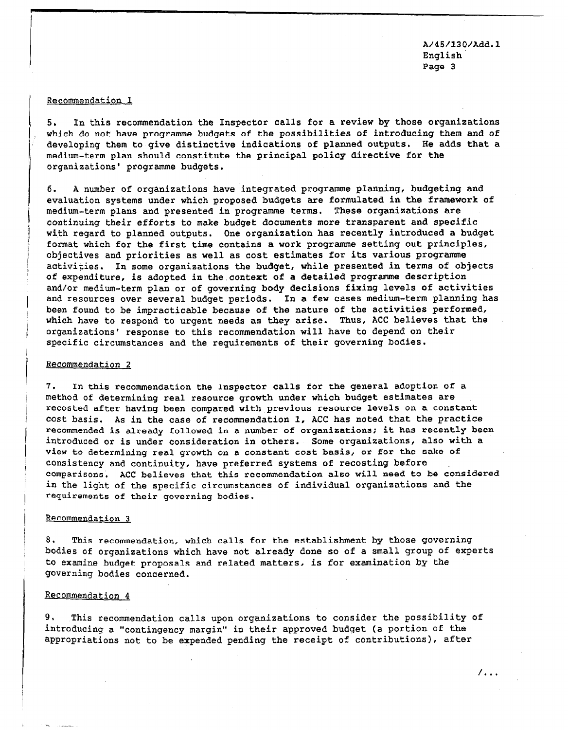<u>Recommendation 1</u>

5. In this recommendation the Inspector calls for a review by those organizations which do not have programme budgets of the possibilities of introducing them and of developing them to give distinctive indications of planned outputs. He adds that a medium-term plan should constitute the principal policy directive for the organizations' programme budgets.

6. A number of organizations have integrated programme planning, budgeting and evaluation systems under which proposed budgets are formulated in the framework of medium-term plans and presented in programme terms. These organizations are continuing their efforts to make budget documents more transparent and specific with regard to planned outputs. One organization has recently introduced a budget format which for the first time contains a work programme setting out principles, objectives and priorities as well as cost estimates for its various programme activities. In some organizations the budget, while presented in terms of objects of expenditure, is adopted in the context of a detailed programme description and/or medium-term plan or of governing body decisions fixing levels of activities and resources over several budget periods. In a few cases medium-term planning has been found to be impracticable because of the nature of the activities performed, which have to respond to urgent needs as they arise. Thus, ACC believes that the organizations' response to this recommendation will have to depend on their specific circumstances and the requirements of their governing bodies.

<u>Recommendation 2</u>

7. In this recommendation the Inspector calls for the general adoption of a method of determining real resource growth under which budget estimates are recosted after having been compared with previous resource levels on a constant cost basis. As in the case of recommendation 1, ACC has noted that the practice recommended is already followed in a number of organizations; it has recently been introduced or is under consideration in others. Some organizations, also with a view to determining real growth on a constant cost basis, or for the sake of consistency and continuity, have preferred systems of recosting before comparisons. ACC believes that this recommendation also will need to be considered in the light of the specific circumstances of individual organizations and the requirements of their governing bodies.

<u>Recommendation 3</u>

8. This recommendation, which calls for the establishment by those governing bodies of organizations which have not already done so of a small group of experts to examine budget proposals and related matters, is for examination by the governing bodies concerned.

<u>Recommendation 4</u>

9. This recommendation calls upon organizations to consider the possibility of introducing a "contingency margin" in their approved budget (a portion of the appropriations not to be expended pending the receipt of contributions), after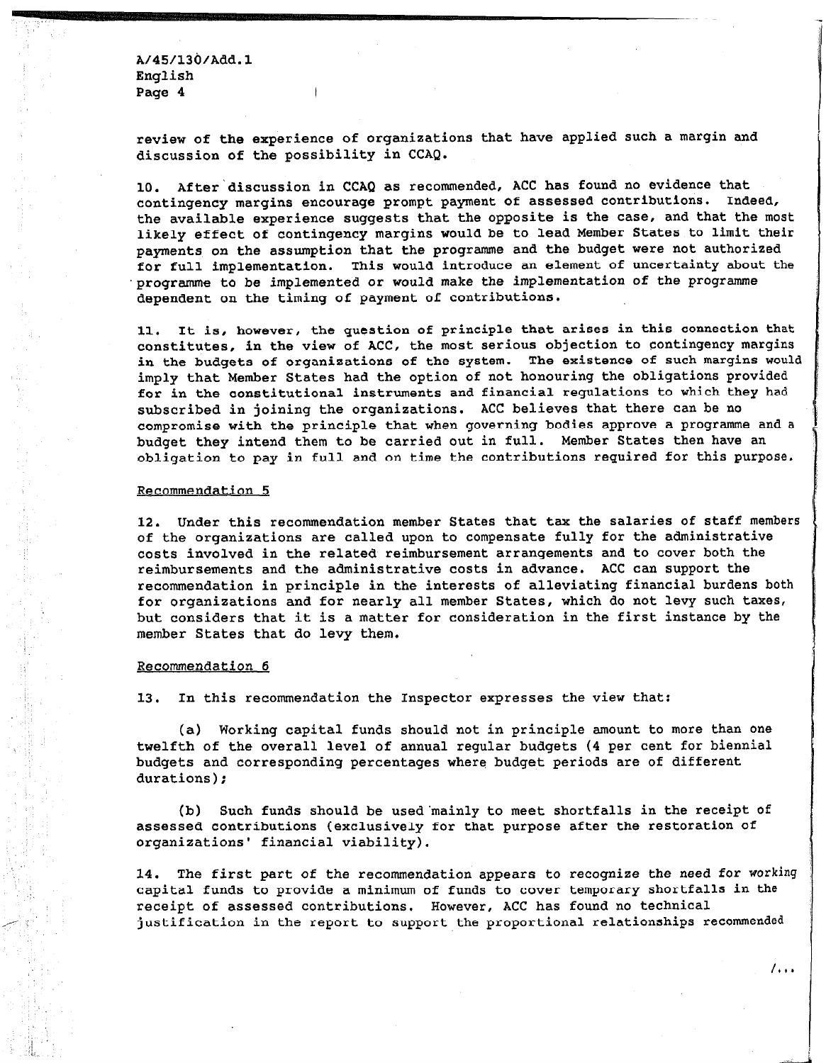review of the experience of organizations that have applied such a margin and discussion of the possibility in CCAQ.

10. After discussion in CCAQ as recommended, ACC has found no evidence that contingency margins encourage prompt payment of assessed contributions. Indeed, the available experience suggests that the opposite is the case, and that the most likely effect of contingency margins would be to lead Member States to limit their payments on the assumption that the programme and the budget were not authorized for full implementation. This would introduce an element of uncertainty about the programme to be implemented or would make the implementation of the programme dependent on the timing of payment of contributions.

11. It is, however, the question of principle that arises in this connection that constitutes, in the view of ACC, the most serious objection to contingency margins in the budgets of organizations of the system. The existence of such margins would imply that Member States had the option of not honouring the obligations provided for in the constitutional instruments and financial regulations to which they had subscribed in joining the organizations. ACC believes that there can be no compromise with the principle that when governing bodies approve a programme and a budget they intend them to be carried out in full. Member States then have an obligation to pay in full and on time the contributions required for this purpose.

Recommendation 5

12. Under this recommendation member States that tax the salaries of staff members of the organizations are called upon to compensate fully for the administrative costs involved in the related reimbursement arrangements and to cover both the reimbursements and the administrative costs in advance. ACC can support the recommendation in principle in the interests of alleviating financial burdens both for organizations and for nearly all member States, which do not levy such taxes, but considers that it is a matter for consideration in the first instance by the member States that do levy them.

Recommendation 6

13. In this recommendation the Inspector expresses the view that:

(a) Working capital funds should not in principle amount to more than one twelfth of the overall level of annual regular budgets (4 per cent for biennial budgets and corresponding percentages where budget periods are of different durations);

(b) Such funds should be used mainly to meet shortfalls in the receipt of assessed contributions (exclusively for that purpose after the restoration of organizations' financial viability).

14. The first part of the recommendation appears to recognize the need for working capital funds to provide a minimum of funds to cover temporary shortfalls in the receipt of assessed contributions. However, ACC has found no technical justification in the report to support the proportional relationships recommended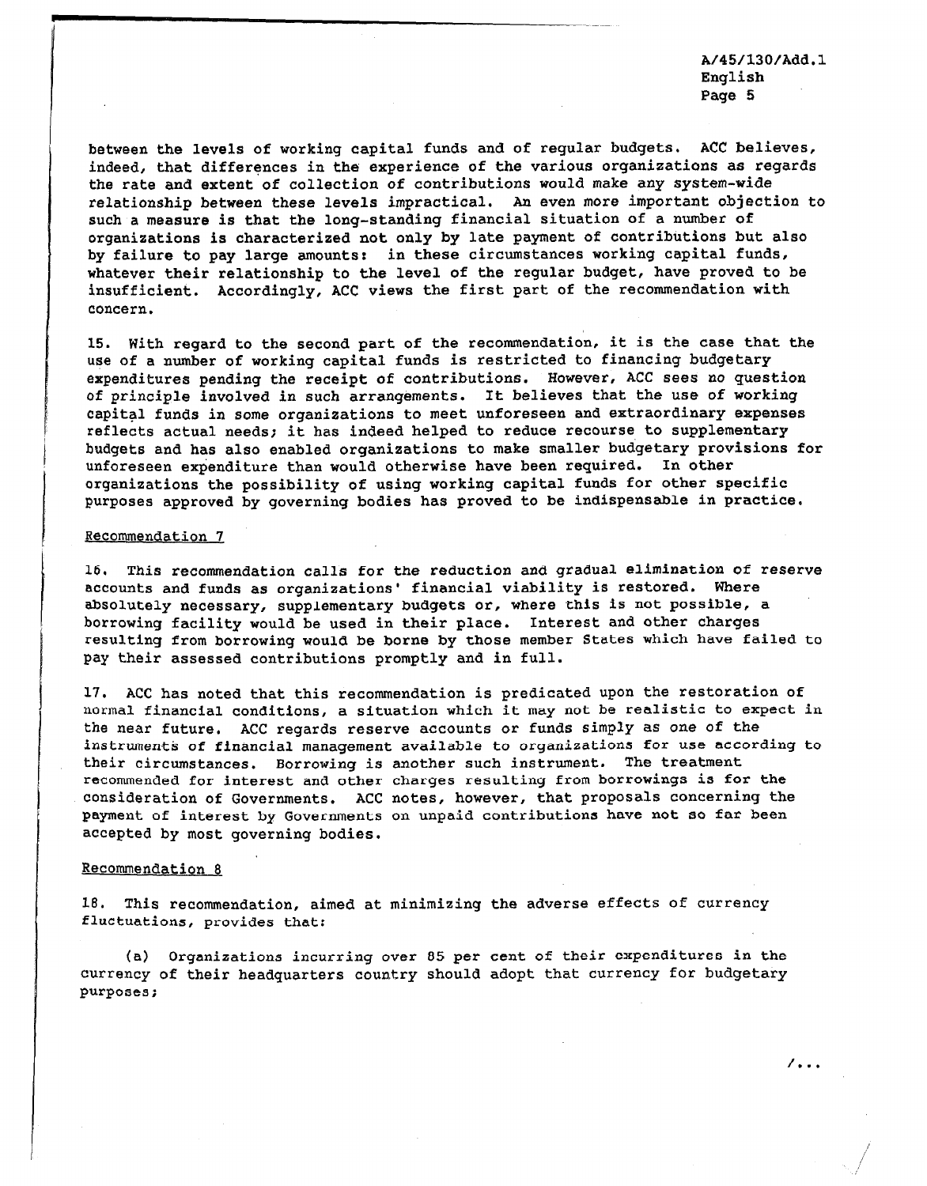between the levels of working capital funds and of regular budgets. ACC believes, indeed, that differences in the experience of the various organizations as regards the rate and extent of collection of contributions would make any system-wide relationship between these levels impractical. An even more important objection to such a measure is that the long-standing financial situation of a number of organizations is characterized not only by late payment of contributions but also by failure to pay large amounts: in these circumstances working capital funds, whatever their relationship to the level of the regular budget, have proved to be insufficient. Accordingly, ACC views the first part of the recommendation with concern.

15. With regard to the second part of the recommendation, it is the case that the use of a number of working capital funds is restricted to financing budgetary expenditures pending the receipt of contributions. However, ACC sees no question of principle involved in such arrangements. It believes that the use of working capital funds in some organizations to meet unforeseen and extraordinary expenses reflects actual needs; it has indeed helped to reduce recourse to supplementary budgets and has also enabled organizations to make smaller budgetary provisions for unforeseen expenditure than would otherwise have been required. In other organizations the possibility of using working capital funds for other specific purposes approved by governing bodies has proved to be indispensable in practice.

Recommendation 7

16. This recommendation calls for the reduction and gradual elimination of reserve accounts and funds as organizations' financial viability is restored. Where absolutely necessary, supplementary budgets or, where this is not possible, a borrowing facility would be used in their place. Interest and other charges resulting from borrowing would be borne by those member States which have failed to pay their assessed contributions promptly and in full.

17. ACC has noted that this recommendation is predicated upon the restoration of normal financial conditions, a situation which it may not be realistic to expect in the near future. ACC regards reserve accounts or funds simply as one of the instruments of financial management available to organizations for use according to their circumstances. Borrowing is another such instrument. The treatment recommended for interest and other charges resulting from borrowings is for the consideration of Governments. ACC notes, however, that proposals concerning the payment of interest by Governments on unpaid contributions have not so far been accepted by most governing bodies.

Recommendation 8

18. This recommendation, aimed at minimizing the adverse effects of currency fluctuations, provides that:

(a) Organizations incurring over 85 per cent of their expenditures in the currency of their headquarters country should adopt that currency for budgetary purposes;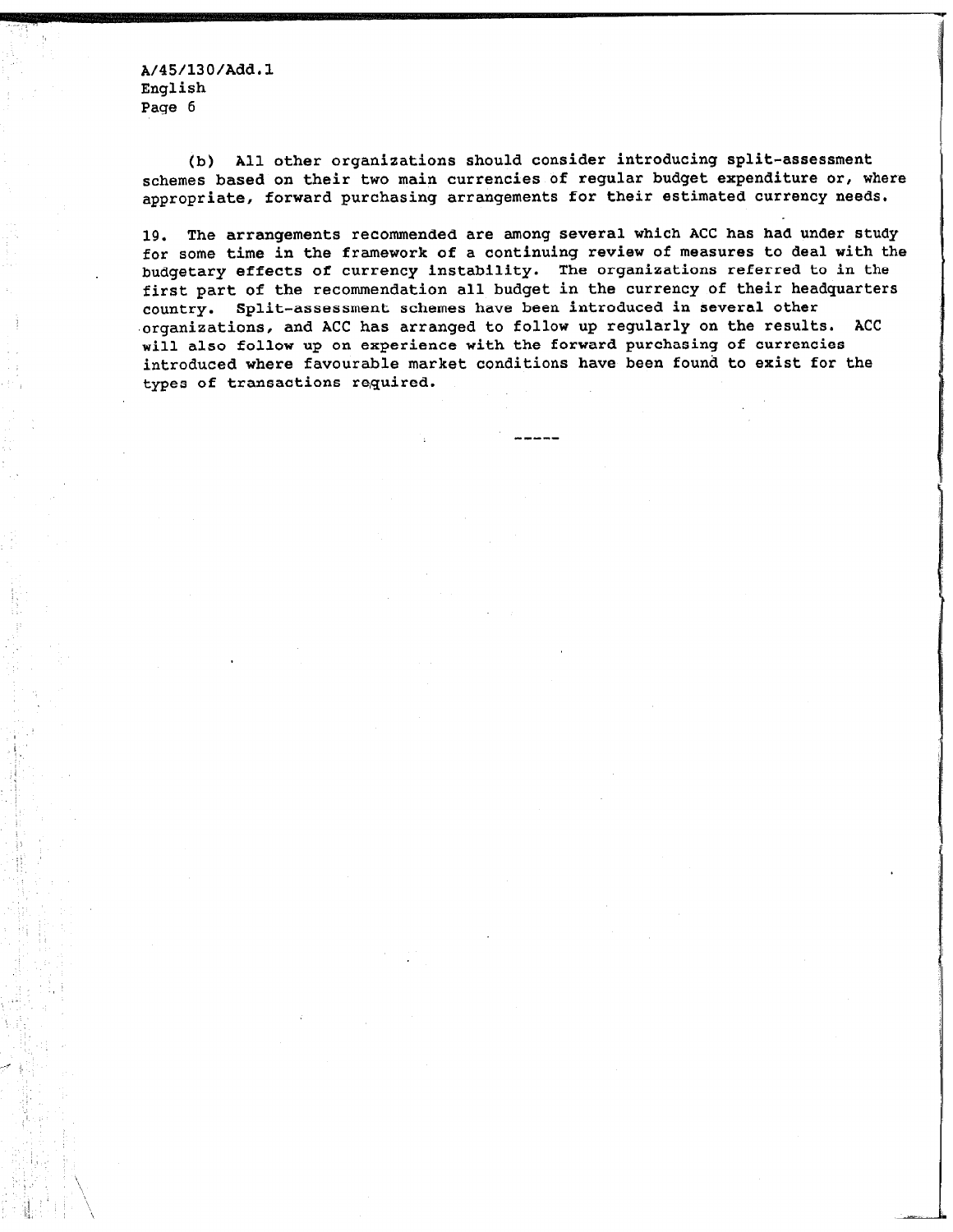(b) All other organizations should consider introducing split-assessment schemes based on their two main currencies of regular budget expenditure or, where appropriate, forward purchasing arrangements for their estimated currency needs.

19. The arrangements recommended are among several which ACC has had under study for some time in the framework of a continuing review of measures to deal with the budgetary effects of currency instability. The organizations referred to in the first part of the recommendation all budget in the currency of their headquarters country. Split-assessment schemes have been introduced in several other organizations, and ACC has arranged to follow up regularly on the results. ACC will also follow up on experience with the forward purchasing of currencies introduced where favourable market conditions have been found to exist for the types of transactions required.

-----